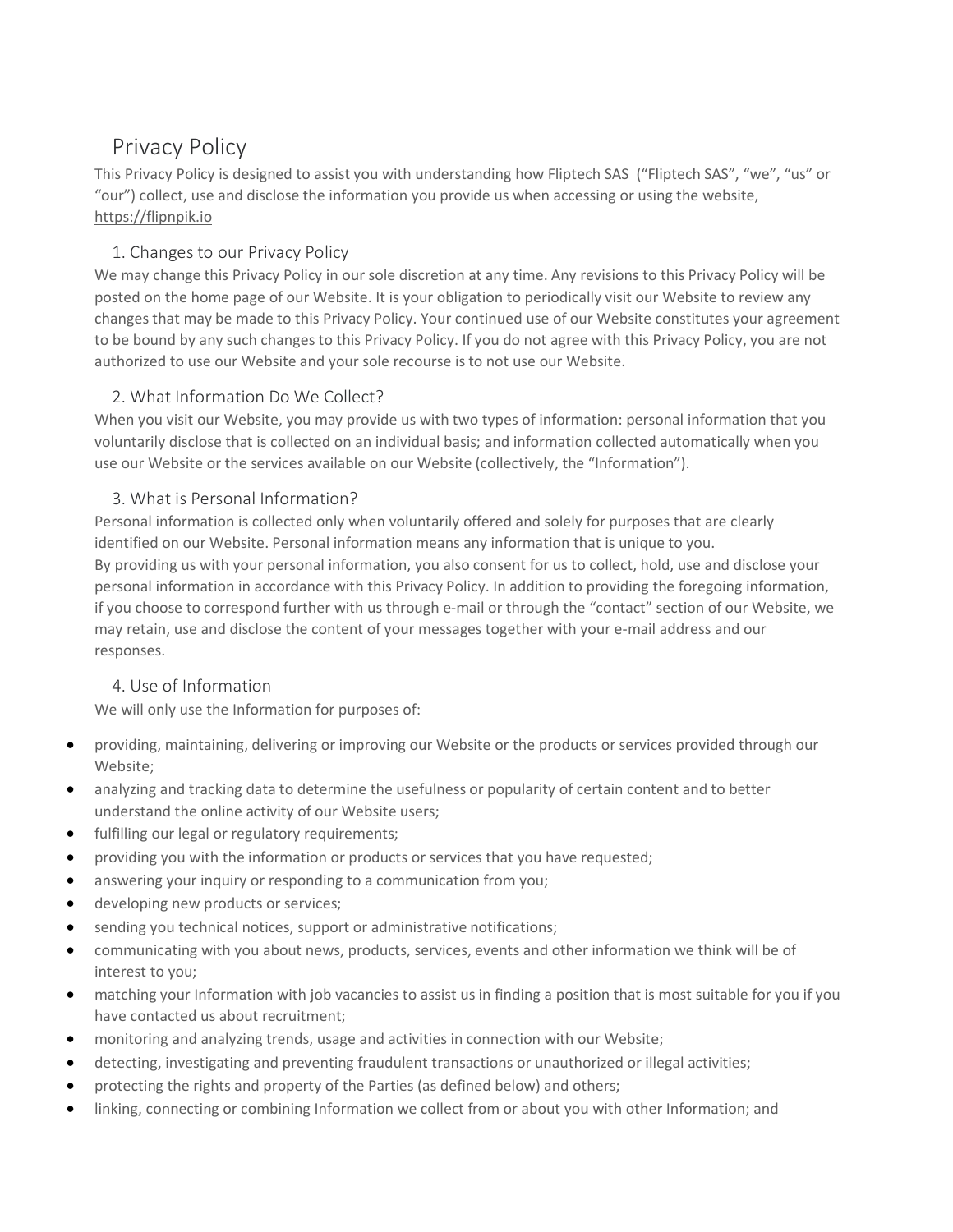# Privacy Policy

This Privacy Policy is designed to assist you with understanding how Fliptech SAS ("Fliptech SAS", "we", "us" or "our") collect, use and disclose the information you provide us when accessing or using the website, https://flipnpik.io

## 1. Changes to our Privacy Policy

We may change this Privacy Policy in our sole discretion at any time. Any revisions to this Privacy Policy will be posted on the home page of our Website. It is your obligation to periodically visit our Website to review any changes that may be made to this Privacy Policy. Your continued use of our Website constitutes your agreement to be bound by any such changes to this Privacy Policy. If you do not agree with this Privacy Policy, you are not authorized to use our Website and your sole recourse is to not use our Website.

## 2. What Information Do We Collect?

When you visit our Website, you may provide us with two types of information: personal information that you voluntarily disclose that is collected on an individual basis; and information collected automatically when you use our Website or the services available on our Website (collectively, the "Information").

## 3. What is Personal Information?

Personal information is collected only when voluntarily offered and solely for purposes that are clearly identified on our Website. Personal information means any information that is unique to you.
By providing us with your personal information, you also consent for us to collect, hold, use and disclose your personal information in accordance with this Privacy Policy. In addition to providing the foregoing information, if you choose to correspond further with us through e-mail or through the "contact" section of our Website, we may retain, use and disclose the content of your messages together with your e-mail address and our responses.

## 4. Use of Information

We will only use the Information for purposes of:

- providing, maintaining, delivering or improving our Website or the products or services provided through our Website;
- analyzing and tracking data to determine the usefulness or popularity of certain content and to better understand the online activity of our Website users;
- fulfilling our legal or regulatory requirements;
- providing you with the information or products or services that you have requested;
- answering your inquiry or responding to a communication from you;
- developing new products or services;
- sending you technical notices, support or administrative notifications;
- communicating with you about news, products, services, events and other information we think will be of interest to you;
- matching your Information with job vacancies to assist us in finding a position that is most suitable for you if you have contacted us about recruitment;
- monitoring and analyzing trends, usage and activities in connection with our Website;
- detecting, investigating and preventing fraudulent transactions or unauthorized or illegal activities;
- protecting the rights and property of the Parties (as defined below) and others;
- linking, connecting or combining Information we collect from or about you with other Information; and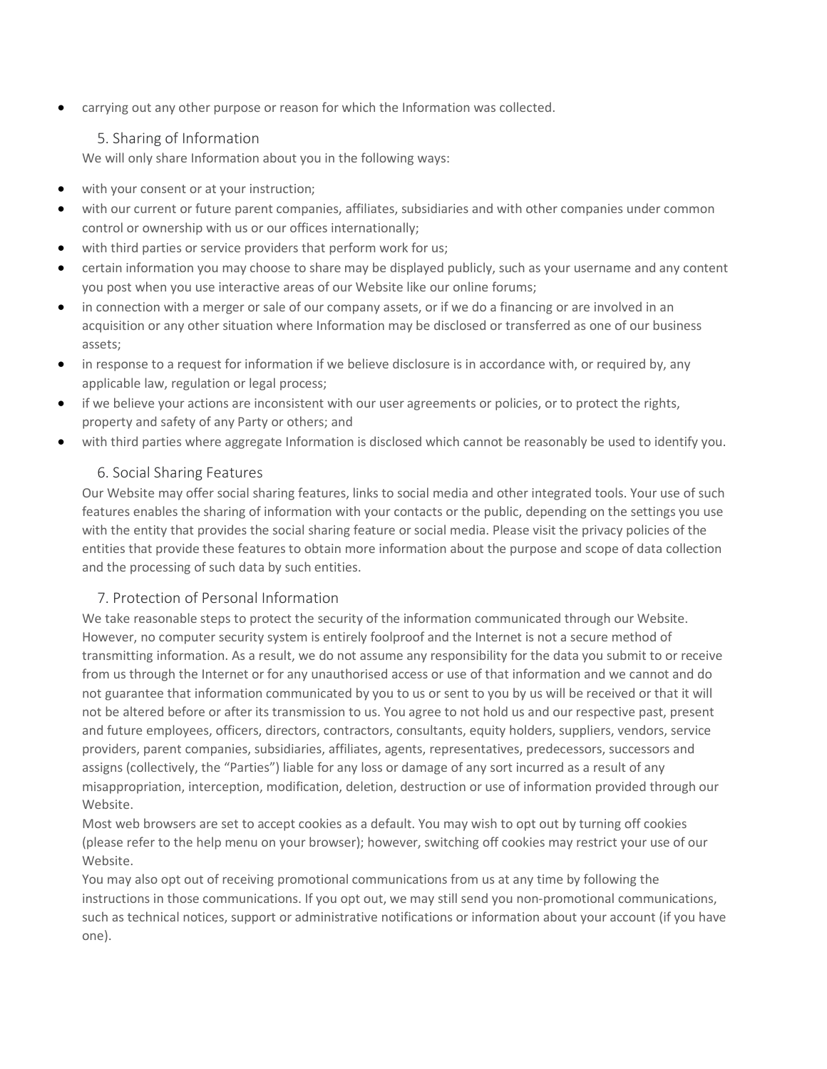- carrying out any other purpose or reason for which the Information was collected.

## 5. Sharing of Information

We will only share Information about you in the following ways:

- with your consent or at your instruction;
- with our current or future parent companies, affiliates, subsidiaries and with other companies under common control or ownership with us or our offices internationally;
- with third parties or service providers that perform work for us;
- certain information you may choose to share may be displayed publicly, such as your username and any content you post when you use interactive areas of our Website like our online forums;
- in connection with a merger or sale of our company assets, or if we do a financing or are involved in an acquisition or any other situation where Information may be disclosed or transferred as one of our business assets;
- in response to a request for information if we believe disclosure is in accordance with, or required by, any applicable law, regulation or legal process;
- if we believe your actions are inconsistent with our user agreements or policies, or to protect the rights, property and safety of any Party or others; and
- with third parties where aggregate Information is disclosed which cannot be reasonably be used to identify you.

## 6. Social Sharing Features

Our Website may offer social sharing features, links to social media and other integrated tools. Your use of such features enables the sharing of information with your contacts or the public, depending on the settings you use with the entity that provides the social sharing feature or social media. Please visit the privacy policies of the entities that provide these features to obtain more information about the purpose and scope of data collection and the processing of such data by such entities.

## 7. Protection of Personal Information

We take reasonable steps to protect the security of the information communicated through our Website. However, no computer security system is entirely foolproof and the Internet is not a secure method of transmitting information. As a result, we do not assume any responsibility for the data you submit to or receive from us through the Internet or for any unauthorised access or use of that information and we cannot and do not guarantee that information communicated by you to us or sent to you by us will be received or that it will not be altered before or after its transmission to us. You agree to not hold us and our respective past, present and future employees, officers, directors, contractors, consultants, equity holders, suppliers, vendors, service providers, parent companies, subsidiaries, affiliates, agents, representatives, predecessors, successors and assigns (collectively, the "Parties") liable for any loss or damage of any sort incurred as a result of any misappropriation, interception, modification, deletion, destruction or use of information provided through our Website.

Most web browsers are set to accept cookies as a default. You may wish to opt out by turning off cookies (please refer to the help menu on your browser); however, switching off cookies may restrict your use of our Website.

You may also opt out of receiving promotional communications from us at any time by following the instructions in those communications. If you opt out, we may still send you non-promotional communications, such as technical notices, support or administrative notifications or information about your account (if you have one).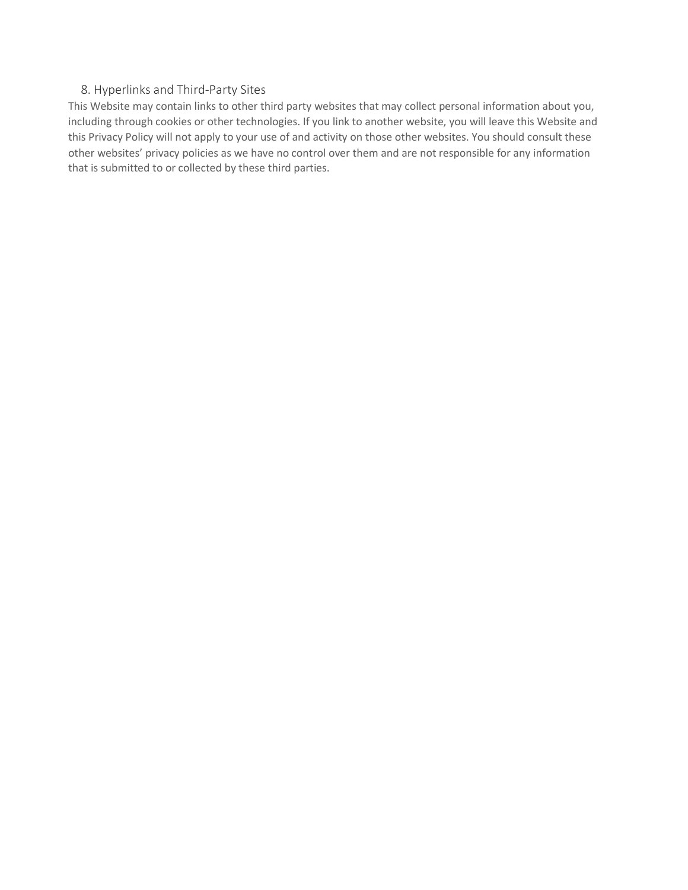## 8. Hyperlinks and Third-Party Sites

This Website may contain links to other third party websites that may collect personal information about you, including through cookies or other technologies. If you link to another website, you will leave this Website and this Privacy Policy will not apply to your use of and activity on those other websites. You should consult these other websites' privacy policies as we have no control over them and are not responsible for any information that is submitted to or collected by these third parties.